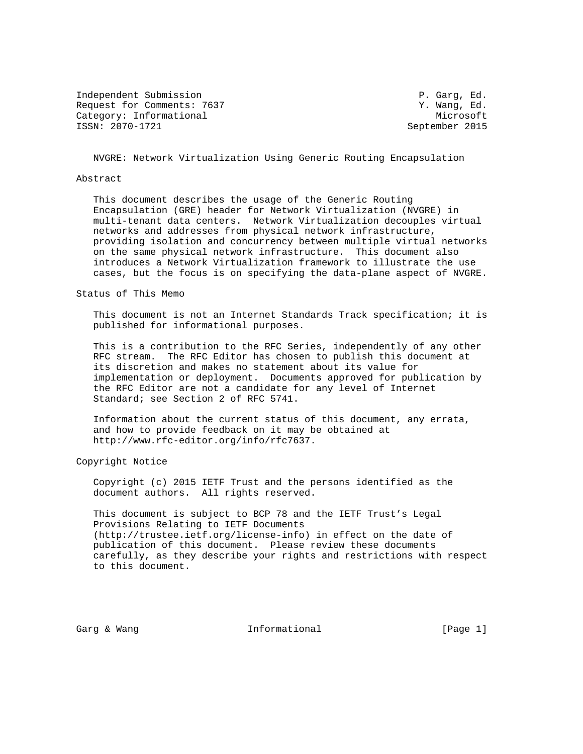Independent Submission P. Garg, Ed.
Request for Comments: 7637 Y. Wang, Ed.
Category: Informational Microsoft
ISSN: 2070-1721 September 2015

# NVGRE: Network Virtualization Using Generic Routing Encapsulation

## Abstract

This document describes the usage of the Generic Routing Encapsulation (GRE) header for Network Virtualization (NVGRE) in multi-tenant data centers. Network Virtualization decouples virtual networks and addresses from physical network infrastructure, providing isolation and concurrency between multiple virtual networks on the same physical network infrastructure. This document also introduces a Network Virtualization framework to illustrate the use cases, but the focus is on specifying the data-plane aspect of NVGRE.

## Status of This Memo

This document is not an Internet Standards Track specification; it is published for informational purposes.

This is a contribution to the RFC Series, independently of any other RFC stream. The RFC Editor has chosen to publish this document at its discretion and makes no statement about its value for implementation or deployment. Documents approved for publication by the RFC Editor are not a candidate for any level of Internet Standard; see Section 2 of RFC 5741.

Information about the current status of this document, any errata, and how to provide feedback on it may be obtained at http://www.rfc-editor.org/info/rfc7637.

## Copyright Notice

Copyright (c) 2015 IETF Trust and the persons identified as the document authors. All rights reserved.

This document is subject to BCP 78 and the IETF Trust's Legal Provisions Relating to IETF Documents (http://trustee.ietf.org/license-info) in effect on the date of publication of this document. Please review these documents carefully, as they describe your rights and restrictions with respect to this document.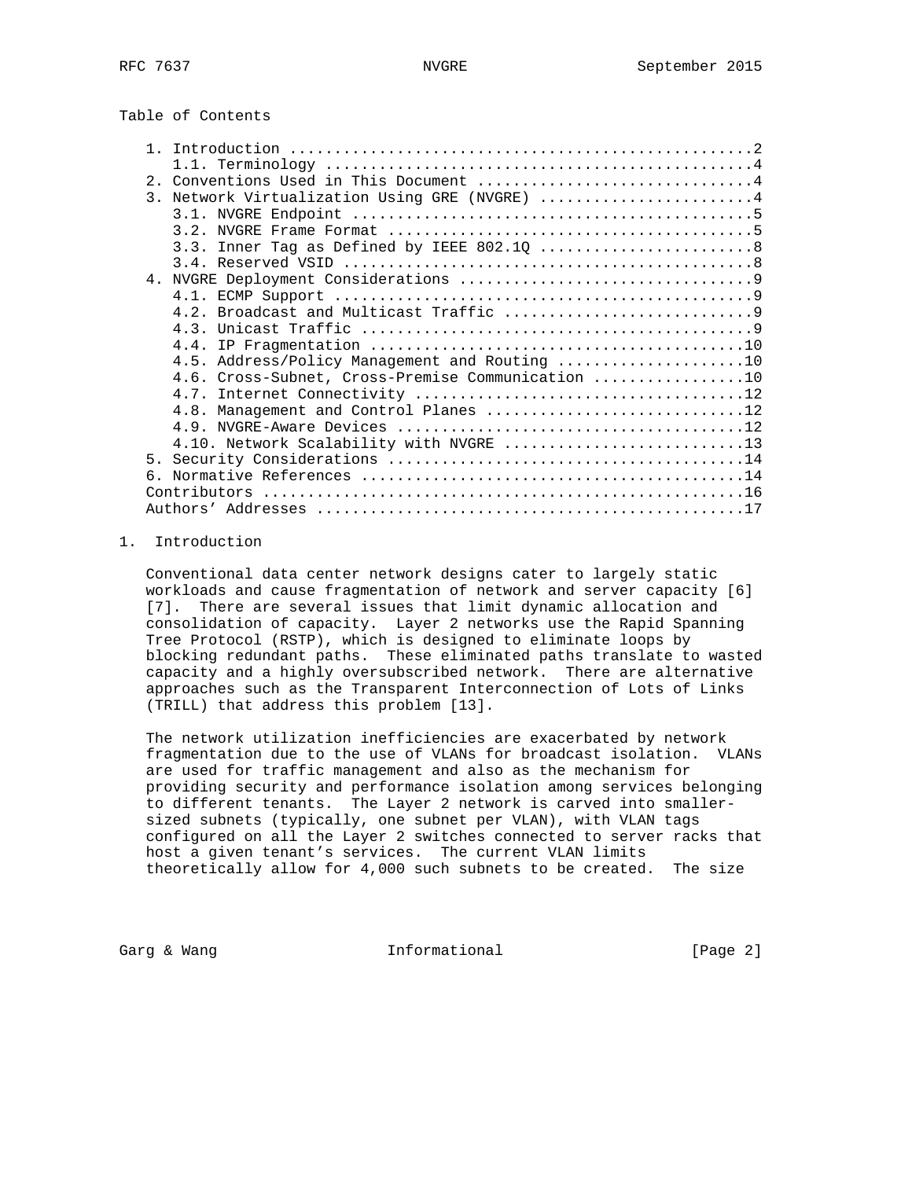## Table of Contents

- 1. Introduction ....................................................2
  - 1.1. Terminology ...............................................4
- 2. Conventions Used in This Document ...............................4
- 3. Network Virtualization Using GRE (NVGRE) ........................4
  - 3.1. NVGRE Endpoint ............................................5
  - 3.2. NVGRE Frame Format ........................................5
  - 3.3. Inner Tag as Defined by IEEE 802.1Q .......................8
  - 3.4. Reserved VSID .............................................8
- 4. NVGRE Deployment Considerations .................................9
  - 4.1. ECMP Support ..............................................9
  - 4.2. Broadcast and Multicast Traffic ...........................9
  - 4.3. Unicast Traffic ...........................................9
  - 4.4. IP Fragmentation .........................................10
  - 4.5. Address/Policy Management and Routing ....................10
  - 4.6. Cross-Subnet, Cross-Premise Communication ................10
  - 4.7. Internet Connectivity ....................................12
  - 4.8. Management and Control Planes ............................12
  - 4.9. NVGRE-Aware Devices ......................................12
  - 4.10. Network Scalability with NVGRE ..........................13
- 5. Security Considerations ........................................14
- 6. Normative References ...........................................14
- Contributors ......................................................16
- Authors' Addresses ................................................17

## 1. Introduction

Conventional data center network designs cater to largely static workloads and cause fragmentation of network and server capacity [6] [7]. There are several issues that limit dynamic allocation and consolidation of capacity. Layer 2 networks use the Rapid Spanning Tree Protocol (RSTP), which is designed to eliminate loops by blocking redundant paths. These eliminated paths translate to wasted capacity and a highly oversubscribed network. There are alternative approaches such as the Transparent Interconnection of Lots of Links (TRILL) that address this problem [13].

The network utilization inefficiencies are exacerbated by network fragmentation due to the use of VLANs for broadcast isolation. VLANs are used for traffic management and also as the mechanism for providing security and performance isolation among services belonging to different tenants. The Layer 2 network is carved into smaller-sized subnets (typically, one subnet per VLAN), with VLAN tags configured on all the Layer 2 switches connected to server racks that host a given tenant's services. The current VLAN limits theoretically allow for 4,000 such subnets to be created. The size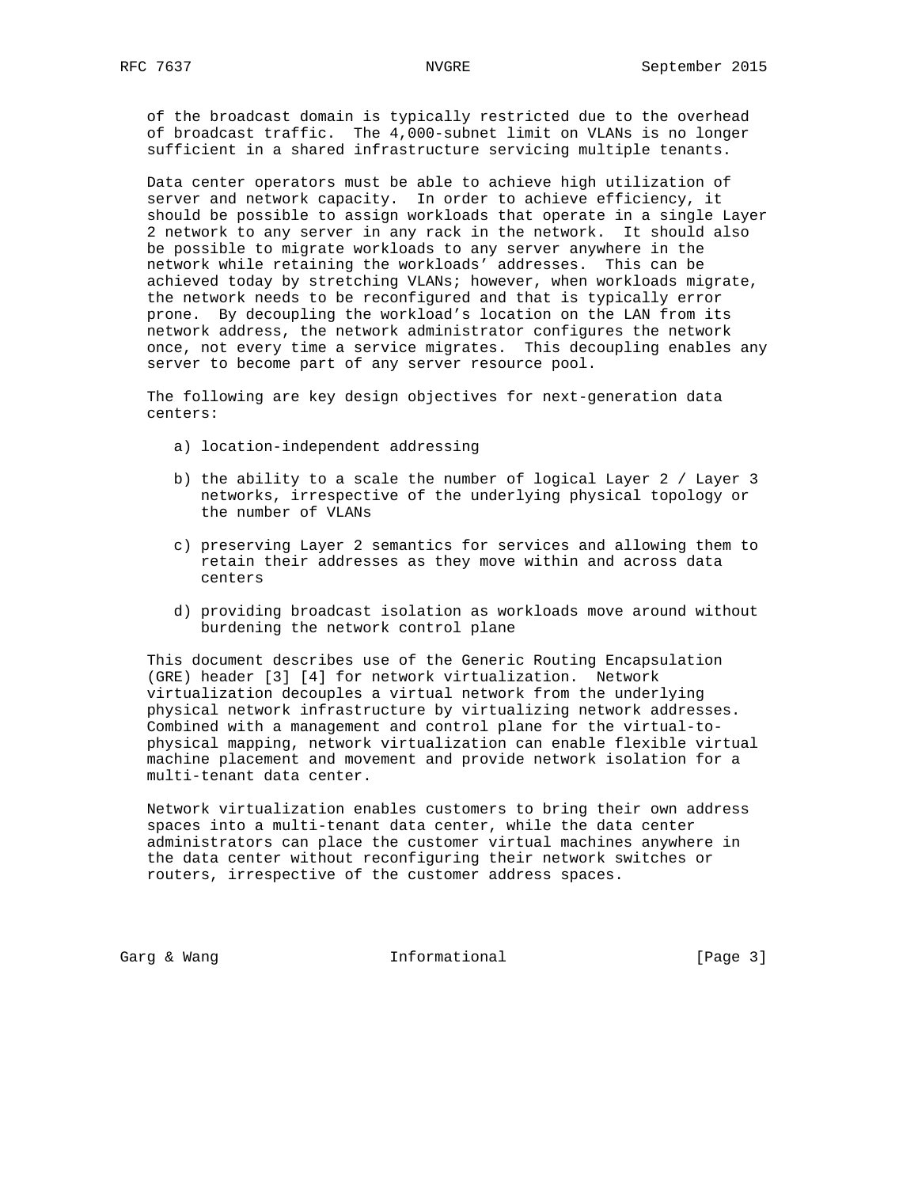of the broadcast domain is typically restricted due to the overhead of broadcast traffic. The 4,000-subnet limit on VLANs is no longer sufficient in a shared infrastructure servicing multiple tenants.

Data center operators must be able to achieve high utilization of server and network capacity. In order to achieve efficiency, it should be possible to assign workloads that operate in a single Layer 2 network to any server in any rack in the network. It should also be possible to migrate workloads to any server anywhere in the network while retaining the workloads' addresses. This can be achieved today by stretching VLANs; however, when workloads migrate, the network needs to be reconfigured and that is typically error prone. By decoupling the workload's location on the LAN from its network address, the network administrator configures the network once, not every time a service migrates. This decoupling enables any server to become part of any server resource pool.

The following are key design objectives for next-generation data centers:

a) location-independent addressing

b) the ability to a scale the number of logical Layer 2 / Layer 3 networks, irrespective of the underlying physical topology or the number of VLANs

c) preserving Layer 2 semantics for services and allowing them to retain their addresses as they move within and across data centers

d) providing broadcast isolation as workloads move around without burdening the network control plane

This document describes use of the Generic Routing Encapsulation (GRE) header [3] [4] for network virtualization. Network virtualization decouples a virtual network from the underlying physical network infrastructure by virtualizing network addresses. Combined with a management and control plane for the virtual-to-physical mapping, network virtualization can enable flexible virtual machine placement and movement and provide network isolation for a multi-tenant data center.

Network virtualization enables customers to bring their own address spaces into a multi-tenant data center, while the data center administrators can place the customer virtual machines anywhere in the data center without reconfiguring their network switches or routers, irrespective of the customer address spaces.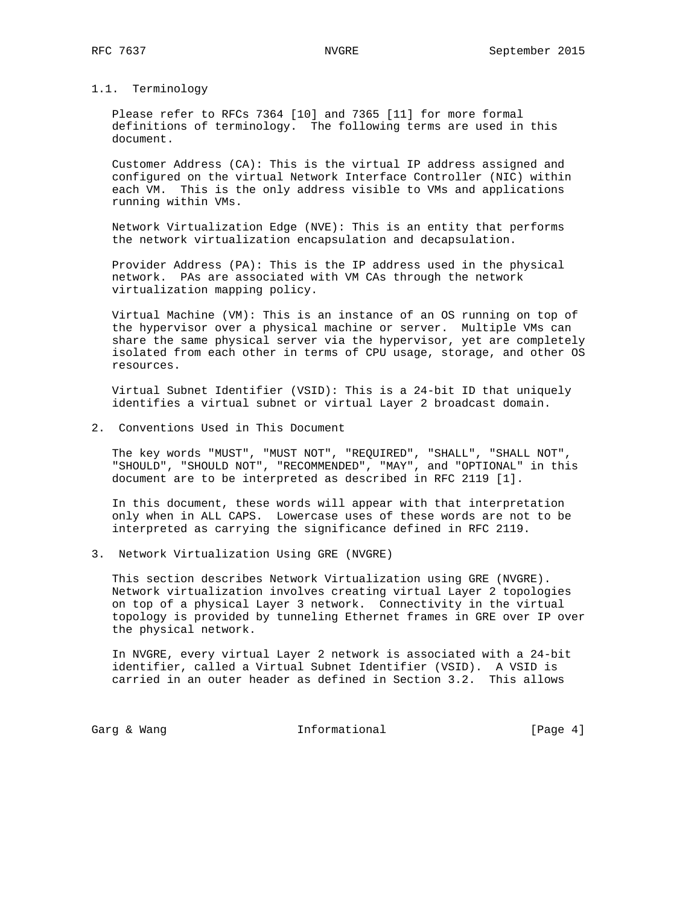### 1.1. Terminology

Please refer to RFCs 7364 [10] and 7365 [11] for more formal definitions of terminology. The following terms are used in this document.

Customer Address (CA): This is the virtual IP address assigned and configured on the virtual Network Interface Controller (NIC) within each VM. This is the only address visible to VMs and applications running within VMs.

Network Virtualization Edge (NVE): This is an entity that performs the network virtualization encapsulation and decapsulation.

Provider Address (PA): This is the IP address used in the physical network. PAs are associated with VM CAs through the network virtualization mapping policy.

Virtual Machine (VM): This is an instance of an OS running on top of the hypervisor over a physical machine or server. Multiple VMs can share the same physical server via the hypervisor, yet are completely isolated from each other in terms of CPU usage, storage, and other OS resources.

Virtual Subnet Identifier (VSID): This is a 24-bit ID that uniquely identifies a virtual subnet or virtual Layer 2 broadcast domain.

## 2. Conventions Used in This Document

The key words "MUST", "MUST NOT", "REQUIRED", "SHALL", "SHALL NOT", "SHOULD", "SHOULD NOT", "RECOMMENDED", "MAY", and "OPTIONAL" in this document are to be interpreted as described in RFC 2119 [1].

In this document, these words will appear with that interpretation only when in ALL CAPS. Lowercase uses of these words are not to be interpreted as carrying the significance defined in RFC 2119.

## 3. Network Virtualization Using GRE (NVGRE)

This section describes Network Virtualization using GRE (NVGRE). Network virtualization involves creating virtual Layer 2 topologies on top of a physical Layer 3 network. Connectivity in the virtual topology is provided by tunneling Ethernet frames in GRE over IP over the physical network.

In NVGRE, every virtual Layer 2 network is associated with a 24-bit identifier, called a Virtual Subnet Identifier (VSID). A VSID is carried in an outer header as defined in Section 3.2. This allows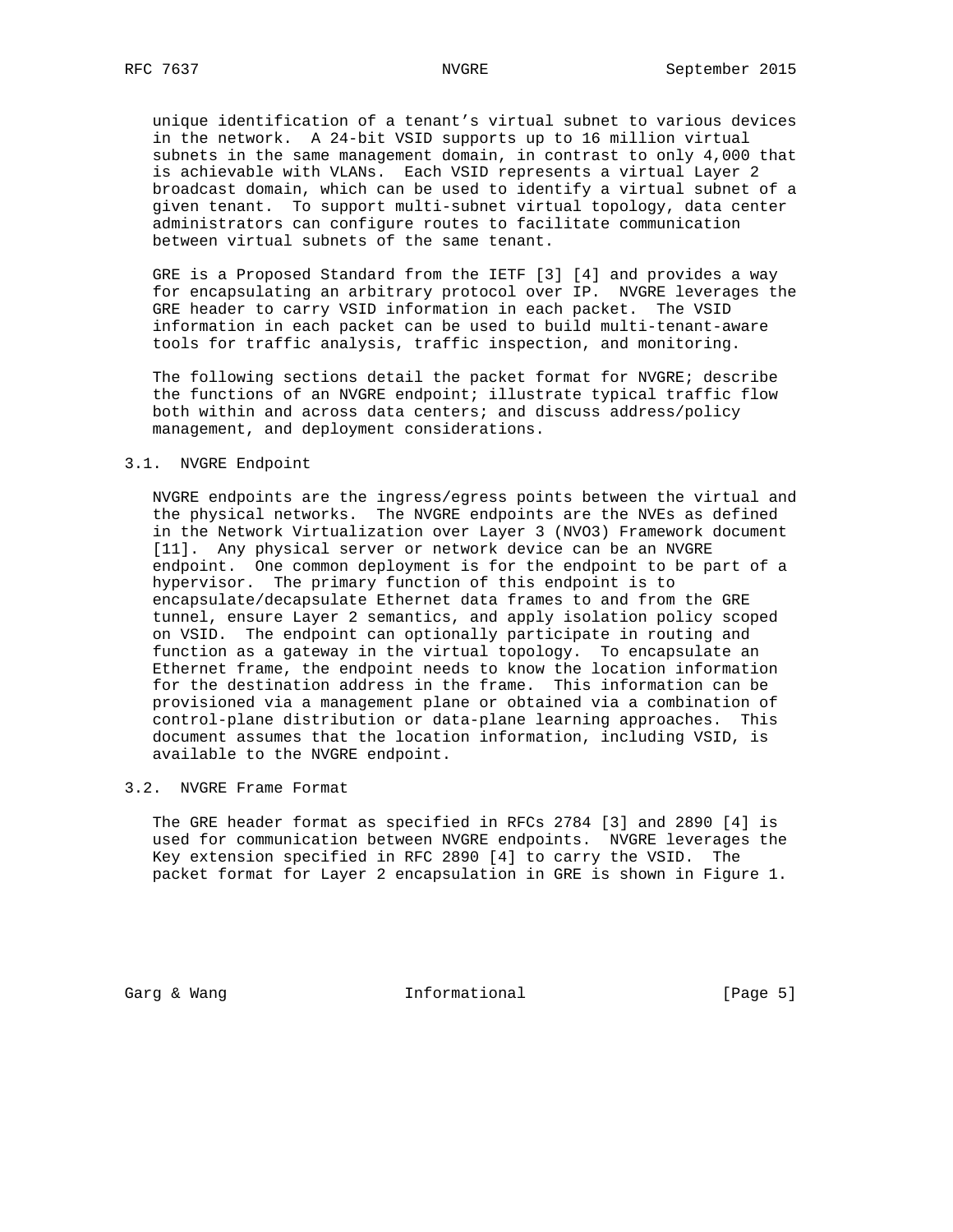unique identification of a tenant’s virtual subnet to various devices in the network. A 24-bit VSID supports up to 16 million virtual subnets in the same management domain, in contrast to only 4,000 that is achievable with VLANs. Each VSID represents a virtual Layer 2 broadcast domain, which can be used to identify a virtual subnet of a given tenant. To support multi-subnet virtual topology, data center administrators can configure routes to facilitate communication between virtual subnets of the same tenant.

GRE is a Proposed Standard from the IETF [3] [4] and provides a way for encapsulating an arbitrary protocol over IP. NVGRE leverages the GRE header to carry VSID information in each packet. The VSID information in each packet can be used to build multi-tenant-aware tools for traffic analysis, traffic inspection, and monitoring.

The following sections detail the packet format for NVGRE; describe the functions of an NVGRE endpoint; illustrate typical traffic flow both within and across data centers; and discuss address/policy management, and deployment considerations.

### 3.1. NVGRE Endpoint

NVGRE endpoints are the ingress/egress points between the virtual and the physical networks. The NVGRE endpoints are the NVEs as defined in the Network Virtualization over Layer 3 (NVO3) Framework document [11]. Any physical server or network device can be an NVGRE endpoint. One common deployment is for the endpoint to be part of a hypervisor. The primary function of this endpoint is to encapsulate/decapsulate Ethernet data frames to and from the GRE tunnel, ensure Layer 2 semantics, and apply isolation policy scoped on VSID. The endpoint can optionally participate in routing and function as a gateway in the virtual topology. To encapsulate an Ethernet frame, the endpoint needs to know the location information for the destination address in the frame. This information can be provisioned via a management plane or obtained via a combination of control-plane distribution or data-plane learning approaches. This document assumes that the location information, including VSID, is available to the NVGRE endpoint.

### 3.2. NVGRE Frame Format

The GRE header format as specified in RFCs 2784 [3] and 2890 [4] is used for communication between NVGRE endpoints. NVGRE leverages the Key extension specified in RFC 2890 [4] to carry the VSID. The packet format for Layer 2 encapsulation in GRE is shown in Figure 1.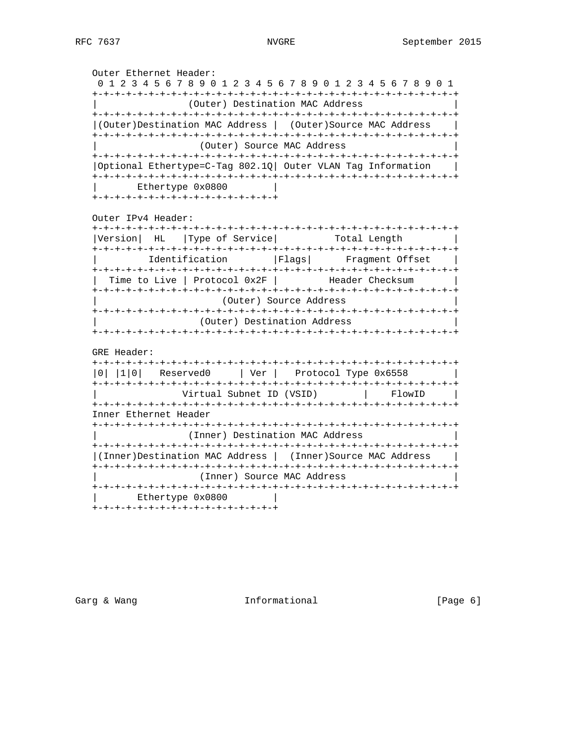```
Outer Ethernet Header:
 0 1 2 3 4 5 6 7 8 9 0 1 2 3 4 5 6 7 8 9 0 1 2 3 4 5 6 7 8 9 0 1
+-+-+-+-+-+-+-+-+-+-+-+-+-+-+-+-+-+-+-+-+-+-+-+-+-+-+-+-+-+-+-+-+
|                (Outer) Destination MAC Address                |
+-+-+-+-+-+-+-+-+-+-+-+-+-+-+-+-+-+-+-+-+-+-+-+-+-+-+-+-+-+-+-+-+
|(Outer)Destination MAC Address |  (Outer)Source MAC Address    |
+-+-+-+-+-+-+-+-+-+-+-+-+-+-+-+-+-+-+-+-+-+-+-+-+-+-+-+-+-+-+-+-+
|                  (Outer) Source MAC Address                   |
+-+-+-+-+-+-+-+-+-+-+-+-+-+-+-+-+-+-+-+-+-+-+-+-+-+-+-+-+-+-+-+-+
|Optional Ethertype=C-Tag 802.1Q| Outer VLAN Tag Information    |
+-+-+-+-+-+-+-+-+-+-+-+-+-+-+-+-+-+-+-+-+-+-+-+-+-+-+-+-+-+-+-+-+
|       Ethertype 0x0800        |
+-+-+-+-+-+-+-+-+-+-+-+-+-+-+-+-+

Outer IPv4 Header:
+-+-+-+-+-+-+-+-+-+-+-+-+-+-+-+-+-+-+-+-+-+-+-+-+-+-+-+-+-+-+-+-+
|Version|  HL   |Type of Service|          Total Length         |
+-+-+-+-+-+-+-+-+-+-+-+-+-+-+-+-+-+-+-+-+-+-+-+-+-+-+-+-+-+-+-+-+
|         Identification        |Flags|      Fragment Offset    |
+-+-+-+-+-+-+-+-+-+-+-+-+-+-+-+-+-+-+-+-+-+-+-+-+-+-+-+-+-+-+-+-+
|  Time to Live | Protocol 0x2F |         Header Checksum       |
+-+-+-+-+-+-+-+-+-+-+-+-+-+-+-+-+-+-+-+-+-+-+-+-+-+-+-+-+-+-+-+-+
|                      (Outer) Source Address                   |
+-+-+-+-+-+-+-+-+-+-+-+-+-+-+-+-+-+-+-+-+-+-+-+-+-+-+-+-+-+-+-+-+
|                  (Outer) Destination Address                  |
+-+-+-+-+-+-+-+-+-+-+-+-+-+-+-+-+-+-+-+-+-+-+-+-+-+-+-+-+-+-+-+-+

GRE Header:
+-+-+-+-+-+-+-+-+-+-+-+-+-+-+-+-+-+-+-+-+-+-+-+-+-+-+-+-+-+-+-+-+
|0| |1|0|   Reserved0     | Ver |   Protocol Type 0x6558        |
+-+-+-+-+-+-+-+-+-+-+-+-+-+-+-+-+-+-+-+-+-+-+-+-+-+-+-+-+-+-+-+-+
|               Virtual Subnet ID (VSID)        |    FlowID     |
+-+-+-+-+-+-+-+-+-+-+-+-+-+-+-+-+-+-+-+-+-+-+-+-+-+-+-+-+-+-+-+-+
Inner Ethernet Header
+-+-+-+-+-+-+-+-+-+-+-+-+-+-+-+-+-+-+-+-+-+-+-+-+-+-+-+-+-+-+-+-+
|                (Inner) Destination MAC Address                |
+-+-+-+-+-+-+-+-+-+-+-+-+-+-+-+-+-+-+-+-+-+-+-+-+-+-+-+-+-+-+-+-+
|(Inner)Destination MAC Address |  (Inner)Source MAC Address    |
+-+-+-+-+-+-+-+-+-+-+-+-+-+-+-+-+-+-+-+-+-+-+-+-+-+-+-+-+-+-+-+-+
|                  (Inner) Source MAC Address                   |
+-+-+-+-+-+-+-+-+-+-+-+-+-+-+-+-+-+-+-+-+-+-+-+-+-+-+-+-+-+-+-+-+
|       Ethertype 0x0800        |
+-+-+-+-+-+-+-+-+-+-+-+-+-+-+-+-+
```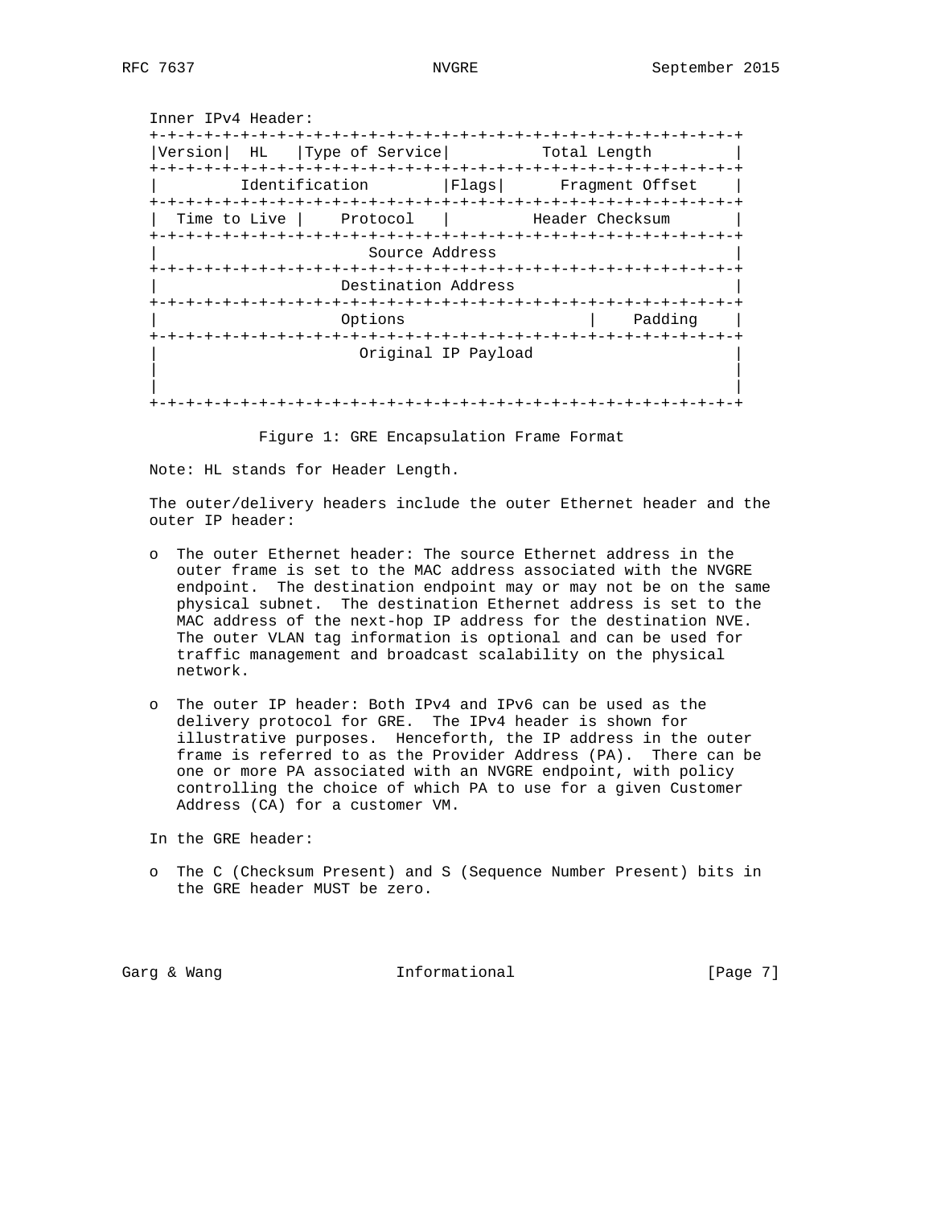Inner IPv4 Header:

```
+-+-+-+-+-+-+-+-+-+-+-+-+-+-+-+-+-+-+-+-+-+-+-+-+-+-+-+-+-+-+-+-+
|Version|  HL   |Type of Service|          Total Length         |
+-+-+-+-+-+-+-+-+-+-+-+-+-+-+-+-+-+-+-+-+-+-+-+-+-+-+-+-+-+-+-+-+
|         Identification        |Flags|      Fragment Offset    |
+-+-+-+-+-+-+-+-+-+-+-+-+-+-+-+-+-+-+-+-+-+-+-+-+-+-+-+-+-+-+-+-+
|  Time to Live |    Protocol   |         Header Checksum       |
+-+-+-+-+-+-+-+-+-+-+-+-+-+-+-+-+-+-+-+-+-+-+-+-+-+-+-+-+-+-+-+-+
|                       Source Address                          |
+-+-+-+-+-+-+-+-+-+-+-+-+-+-+-+-+-+-+-+-+-+-+-+-+-+-+-+-+-+-+-+-+
|                    Destination Address                        |
+-+-+-+-+-+-+-+-+-+-+-+-+-+-+-+-+-+-+-+-+-+-+-+-+-+-+-+-+-+-+-+-+
|                    Options                    |    Padding    |
+-+-+-+-+-+-+-+-+-+-+-+-+-+-+-+-+-+-+-+-+-+-+-+-+-+-+-+-+-+-+-+-+
|                      Original IP Payload                      |
|                                                               |
|                                                               |
+-+-+-+-+-+-+-+-+-+-+-+-+-+-+-+-+-+-+-+-+-+-+-+-+-+-+-+-+-+-+-+-+
```

Figure 1: GRE Encapsulation Frame Format

Note: HL stands for Header Length.

The outer/delivery headers include the outer Ethernet header and the outer IP header:

- The outer Ethernet header: The source Ethernet address in the outer frame is set to the MAC address associated with the NVGRE endpoint. The destination endpoint may or may not be on the same physical subnet. The destination Ethernet address is set to the MAC address of the next-hop IP address for the destination NVE. The outer VLAN tag information is optional and can be used for traffic management and broadcast scalability on the physical network.

- The outer IP header: Both IPv4 and IPv6 can be used as the delivery protocol for GRE. The IPv4 header is shown for illustrative purposes. Henceforth, the IP address in the outer frame is referred to as the Provider Address (PA). There can be one or more PA associated with an NVGRE endpoint, with policy controlling the choice of which PA to use for a given Customer Address (CA) for a customer VM.

In the GRE header:

- The C (Checksum Present) and S (Sequence Number Present) bits in the GRE header MUST be zero.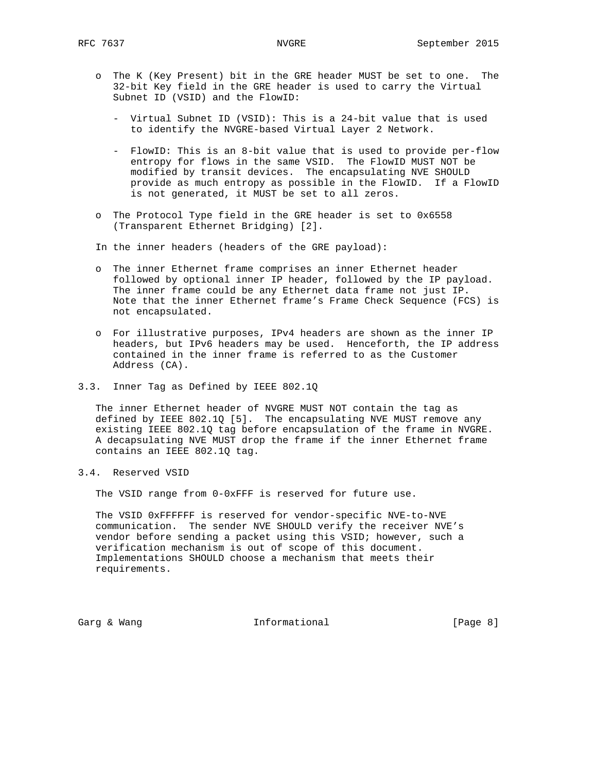- The K (Key Present) bit in the GRE header MUST be set to one. The 32-bit Key field in the GRE header is used to carry the Virtual Subnet ID (VSID) and the FlowID:

  - Virtual Subnet ID (VSID): This is a 24-bit value that is used to identify the NVGRE-based Virtual Layer 2 Network.

  - FlowID: This is an 8-bit value that is used to provide per-flow entropy for flows in the same VSID. The FlowID MUST NOT be modified by transit devices. The encapsulating NVE SHOULD provide as much entropy as possible in the FlowID. If a FlowID is not generated, it MUST be set to all zeros.

- The Protocol Type field in the GRE header is set to 0x6558 (Transparent Ethernet Bridging) [2].

In the inner headers (headers of the GRE payload):

- The inner Ethernet frame comprises an inner Ethernet header followed by optional inner IP header, followed by the IP payload. The inner frame could be any Ethernet data frame not just IP. Note that the inner Ethernet frame's Frame Check Sequence (FCS) is not encapsulated.

- For illustrative purposes, IPv4 headers are shown as the inner IP headers, but IPv6 headers may be used. Henceforth, the IP address contained in the inner frame is referred to as the Customer Address (CA).

## 3.3. Inner Tag as Defined by IEEE 802.1Q

The inner Ethernet header of NVGRE MUST NOT contain the tag as defined by IEEE 802.1Q [5]. The encapsulating NVE MUST remove any existing IEEE 802.1Q tag before encapsulation of the frame in NVGRE. A decapsulating NVE MUST drop the frame if the inner Ethernet frame contains an IEEE 802.1Q tag.

## 3.4. Reserved VSID

The VSID range from 0-0xFFF is reserved for future use.

The VSID 0xFFFFFF is reserved for vendor-specific NVE-to-NVE communication. The sender NVE SHOULD verify the receiver NVE's vendor before sending a packet using this VSID; however, such a verification mechanism is out of scope of this document. Implementations SHOULD choose a mechanism that meets their requirements.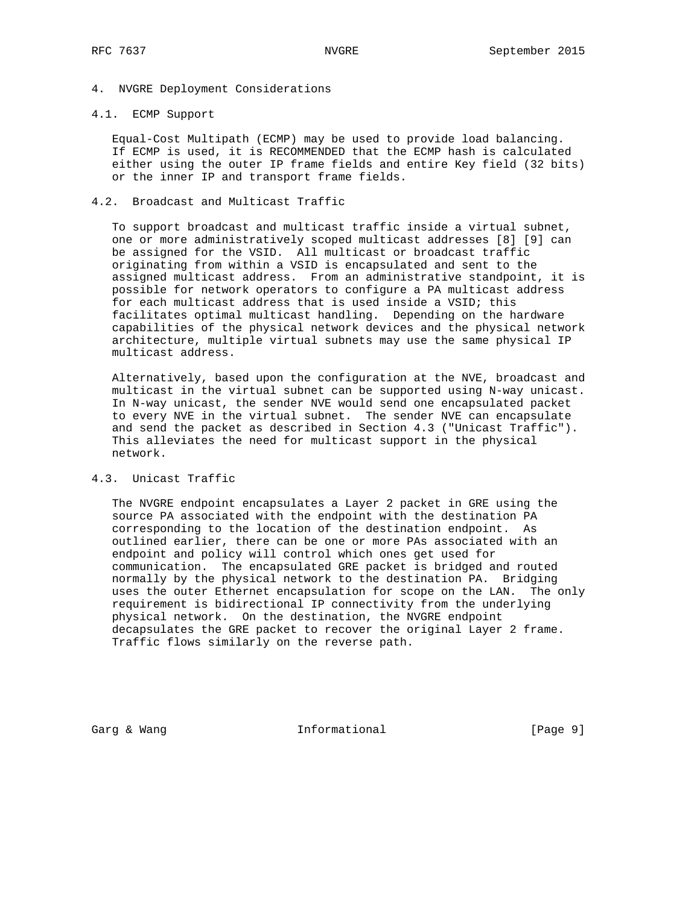## 4. NVGRE Deployment Considerations

### 4.1. ECMP Support

Equal-Cost Multipath (ECMP) may be used to provide load balancing. If ECMP is used, it is RECOMMENDED that the ECMP hash is calculated either using the outer IP frame fields and entire Key field (32 bits) or the inner IP and transport frame fields.

### 4.2. Broadcast and Multicast Traffic

To support broadcast and multicast traffic inside a virtual subnet, one or more administratively scoped multicast addresses [8] [9] can be assigned for the VSID. All multicast or broadcast traffic originating from within a VSID is encapsulated and sent to the assigned multicast address. From an administrative standpoint, it is possible for network operators to configure a PA multicast address for each multicast address that is used inside a VSID; this facilitates optimal multicast handling. Depending on the hardware capabilities of the physical network devices and the physical network architecture, multiple virtual subnets may use the same physical IP multicast address.

Alternatively, based upon the configuration at the NVE, broadcast and multicast in the virtual subnet can be supported using N-way unicast. In N-way unicast, the sender NVE would send one encapsulated packet to every NVE in the virtual subnet. The sender NVE can encapsulate and send the packet as described in Section 4.3 ("Unicast Traffic"). This alleviates the need for multicast support in the physical network.

### 4.3. Unicast Traffic

The NVGRE endpoint encapsulates a Layer 2 packet in GRE using the source PA associated with the endpoint with the destination PA corresponding to the location of the destination endpoint. As outlined earlier, there can be one or more PAs associated with an endpoint and policy will control which ones get used for communication. The encapsulated GRE packet is bridged and routed normally by the physical network to the destination PA. Bridging uses the outer Ethernet encapsulation for scope on the LAN. The only requirement is bidirectional IP connectivity from the underlying physical network. On the destination, the NVGRE endpoint decapsulates the GRE packet to recover the original Layer 2 frame. Traffic flows similarly on the reverse path.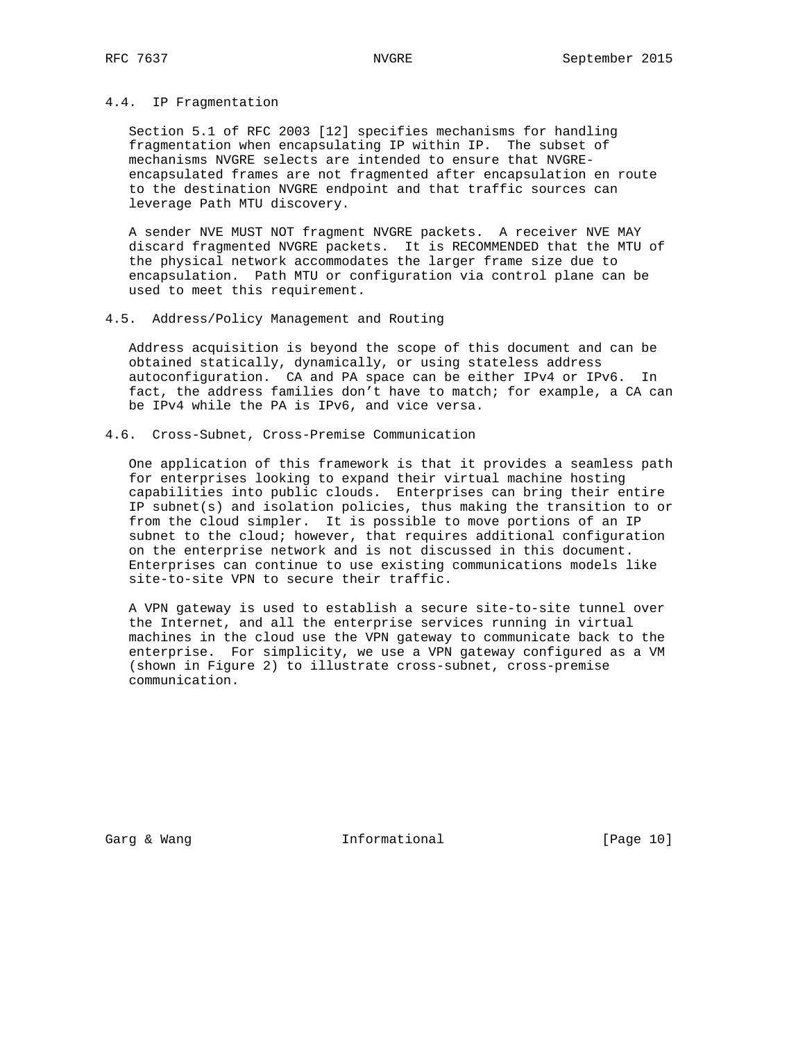### 4.4. IP Fragmentation

Section 5.1 of RFC 2003 [12] specifies mechanisms for handling fragmentation when encapsulating IP within IP. The subset of mechanisms NVGRE selects are intended to ensure that NVGRE-encapsulated frames are not fragmented after encapsulation en route to the destination NVGRE endpoint and that traffic sources can leverage Path MTU discovery.

A sender NVE MUST NOT fragment NVGRE packets. A receiver NVE MAY discard fragmented NVGRE packets. It is RECOMMENDED that the MTU of the physical network accommodates the larger frame size due to encapsulation. Path MTU or configuration via control plane can be used to meet this requirement.

### 4.5. Address/Policy Management and Routing

Address acquisition is beyond the scope of this document and can be obtained statically, dynamically, or using stateless address autoconfiguration. CA and PA space can be either IPv4 or IPv6. In fact, the address families don't have to match; for example, a CA can be IPv4 while the PA is IPv6, and vice versa.

### 4.6. Cross-Subnet, Cross-Premise Communication

One application of this framework is that it provides a seamless path for enterprises looking to expand their virtual machine hosting capabilities into public clouds. Enterprises can bring their entire IP subnet(s) and isolation policies, thus making the transition to or from the cloud simpler. It is possible to move portions of an IP subnet to the cloud; however, that requires additional configuration on the enterprise network and is not discussed in this document. Enterprises can continue to use existing communications models like site-to-site VPN to secure their traffic.

A VPN gateway is used to establish a secure site-to-site tunnel over the Internet, and all the enterprise services running in virtual machines in the cloud use the VPN gateway to communicate back to the enterprise. For simplicity, we use a VPN gateway configured as a VM (shown in Figure 2) to illustrate cross-subnet, cross-premise communication.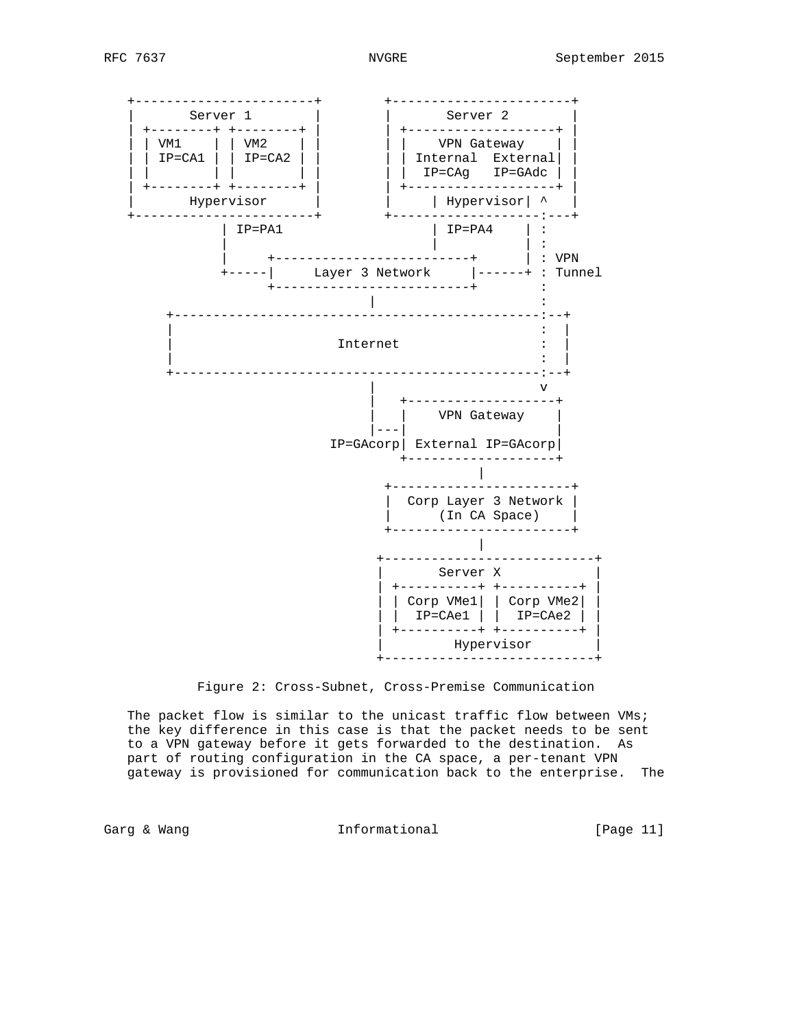```
   +-----------------------+        +-----------------------+
   |       Server 1        |        |       Server 2        |
   | +--------+ +--------+ |        | +-------------------+ |
   | | VM1    | | VM2    | |        | |    VPN Gateway    | |
   | | IP=CA1 | | IP=CA2 | |        | | Internal  External| |
   | |        | |        | |        | |  IP=CAg   IP=GAdc | |
   | +--------+ +--------+ |        | +-------------------+ |
   |       Hypervisor      |        |     | Hypervisor| ^   |
   +-----------------------+        +-------------------:---+
               | IP=PA1                   | IP=PA4    | :
               |                          |           | :
               |     +-------------------------+      | : VPN
               +-----|     Layer 3 Network     |------+ : Tunnel
                     +-------------------------+        :
                                  |                     :
        +-----------------------------------------------:--+
        |                                               :  |
        |                     Internet                  :  |
        |                                               :  |
        +-----------------------------------------------:--+
                                  |                     v
                                  |   +-------------------+
                                  |   |    VPN Gateway    |
                                  |---|                   |
                             IP=GAcorp| External IP=GAcorp|
                                      +-------------------+
                                                |
                                    +-----------------------+
                                    |  Corp Layer 3 Network |
                                    |      (In CA Space)    |
                                    +-----------------------+
                                                |
                                   +---------------------------+
                                   |       Server X            |
                                   | +----------+ +----------+ |
                                   | | Corp VMe1| | Corp VMe2| |
                                   | |  IP=CAe1 | |  IP=CAe2 | |
                                   | +----------+ +----------+ |
                                   |         Hypervisor        |
                                   +---------------------------+
```

Figure 2: Cross-Subnet, Cross-Premise Communication

The packet flow is similar to the unicast traffic flow between VMs; the key difference in this case is that the packet needs to be sent to a VPN gateway before it gets forwarded to the destination. As part of routing configuration in the CA space, a per-tenant VPN gateway is provisioned for communication back to the enterprise. The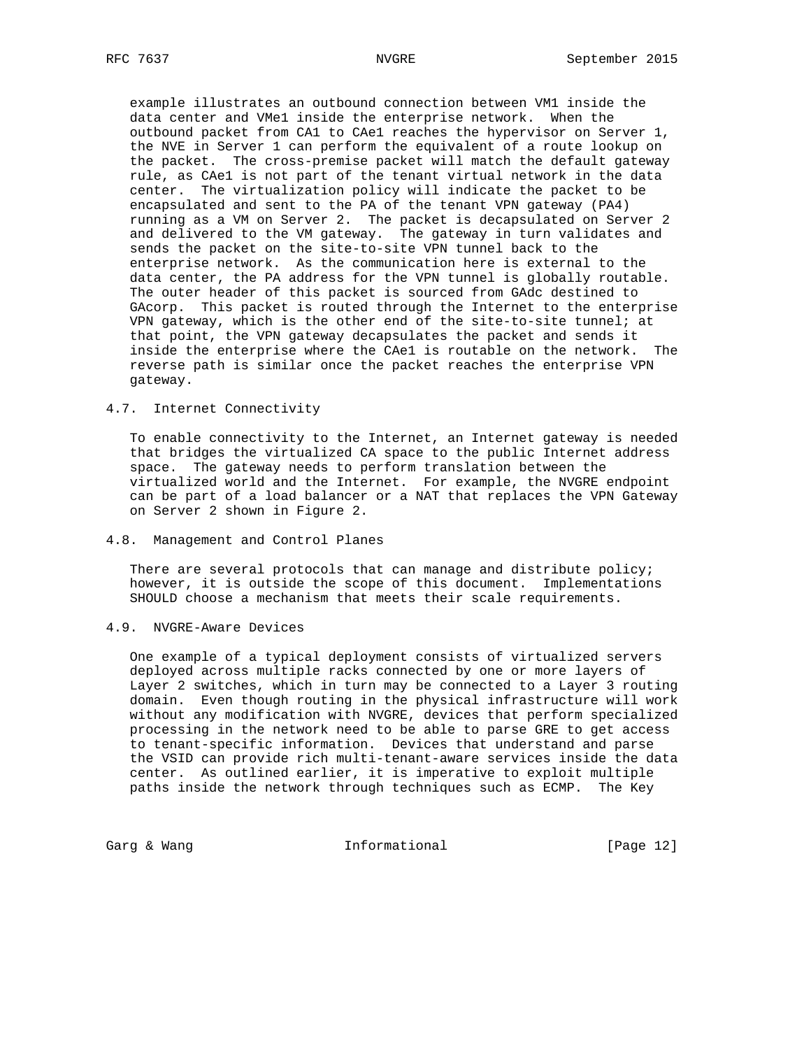example illustrates an outbound connection between VM1 inside the data center and VMe1 inside the enterprise network. When the outbound packet from CA1 to CAe1 reaches the hypervisor on Server 1, the NVE in Server 1 can perform the equivalent of a route lookup on the packet. The cross-premise packet will match the default gateway rule, as CAe1 is not part of the tenant virtual network in the data center. The virtualization policy will indicate the packet to be encapsulated and sent to the PA of the tenant VPN gateway (PA4) running as a VM on Server 2. The packet is decapsulated on Server 2 and delivered to the VM gateway. The gateway in turn validates and sends the packet on the site-to-site VPN tunnel back to the enterprise network. As the communication here is external to the data center, the PA address for the VPN tunnel is globally routable. The outer header of this packet is sourced from GAdc destined to GAcorp. This packet is routed through the Internet to the enterprise VPN gateway, which is the other end of the site-to-site tunnel; at that point, the VPN gateway decapsulates the packet and sends it inside the enterprise where the CAe1 is routable on the network. The reverse path is similar once the packet reaches the enterprise VPN gateway.

### 4.7. Internet Connectivity

To enable connectivity to the Internet, an Internet gateway is needed that bridges the virtualized CA space to the public Internet address space. The gateway needs to perform translation between the virtualized world and the Internet. For example, the NVGRE endpoint can be part of a load balancer or a NAT that replaces the VPN Gateway on Server 2 shown in Figure 2.

### 4.8. Management and Control Planes

There are several protocols that can manage and distribute policy; however, it is outside the scope of this document. Implementations SHOULD choose a mechanism that meets their scale requirements.

### 4.9. NVGRE-Aware Devices

One example of a typical deployment consists of virtualized servers deployed across multiple racks connected by one or more layers of Layer 2 switches, which in turn may be connected to a Layer 3 routing domain. Even though routing in the physical infrastructure will work without any modification with NVGRE, devices that perform specialized processing in the network need to be able to parse GRE to get access to tenant-specific information. Devices that understand and parse the VSID can provide rich multi-tenant-aware services inside the data center. As outlined earlier, it is imperative to exploit multiple paths inside the network through techniques such as ECMP. The Key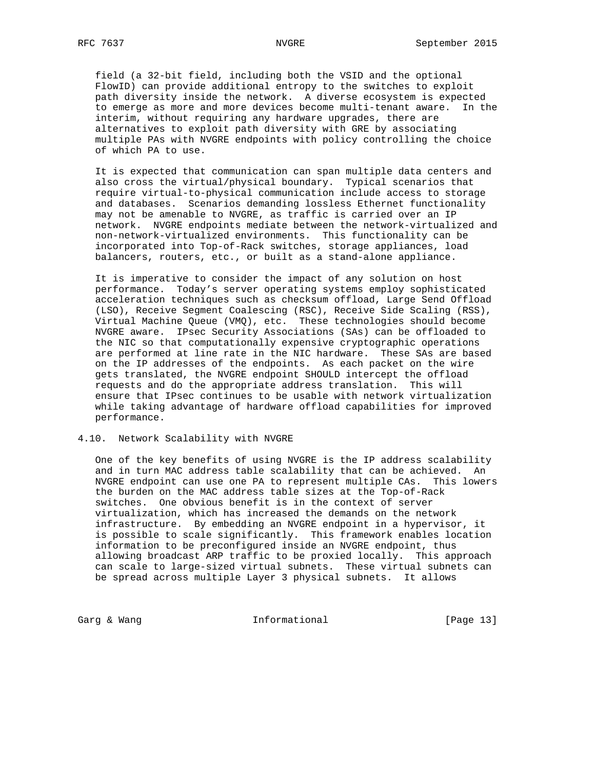field (a 32-bit field, including both the VSID and the optional FlowID) can provide additional entropy to the switches to exploit path diversity inside the network. A diverse ecosystem is expected to emerge as more and more devices become multi-tenant aware. In the interim, without requiring any hardware upgrades, there are alternatives to exploit path diversity with GRE by associating multiple PAs with NVGRE endpoints with policy controlling the choice of which PA to use.

It is expected that communication can span multiple data centers and also cross the virtual/physical boundary. Typical scenarios that require virtual-to-physical communication include access to storage and databases. Scenarios demanding lossless Ethernet functionality may not be amenable to NVGRE, as traffic is carried over an IP network. NVGRE endpoints mediate between the network-virtualized and non-network-virtualized environments. This functionality can be incorporated into Top-of-Rack switches, storage appliances, load balancers, routers, etc., or built as a stand-alone appliance.

It is imperative to consider the impact of any solution on host performance. Today's server operating systems employ sophisticated acceleration techniques such as checksum offload, Large Send Offload (LSO), Receive Segment Coalescing (RSC), Receive Side Scaling (RSS), Virtual Machine Queue (VMQ), etc. These technologies should become NVGRE aware. IPsec Security Associations (SAs) can be offloaded to the NIC so that computationally expensive cryptographic operations are performed at line rate in the NIC hardware. These SAs are based on the IP addresses of the endpoints. As each packet on the wire gets translated, the NVGRE endpoint SHOULD intercept the offload requests and do the appropriate address translation. This will ensure that IPsec continues to be usable with network virtualization while taking advantage of hardware offload capabilities for improved performance.

## 4.10. Network Scalability with NVGRE

One of the key benefits of using NVGRE is the IP address scalability and in turn MAC address table scalability that can be achieved. An NVGRE endpoint can use one PA to represent multiple CAs. This lowers the burden on the MAC address table sizes at the Top-of-Rack switches. One obvious benefit is in the context of server virtualization, which has increased the demands on the network infrastructure. By embedding an NVGRE endpoint in a hypervisor, it is possible to scale significantly. This framework enables location information to be preconfigured inside an NVGRE endpoint, thus allowing broadcast ARP traffic to be proxied locally. This approach can scale to large-sized virtual subnets. These virtual subnets can be spread across multiple Layer 3 physical subnets. It allows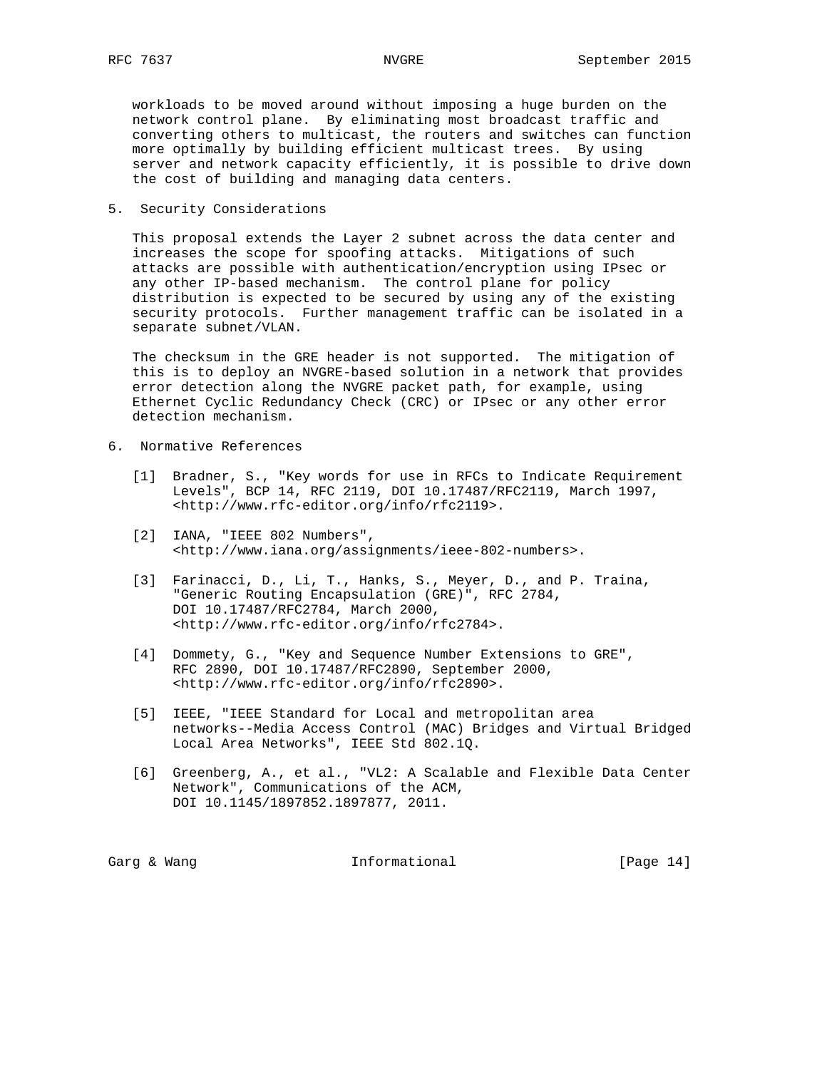workloads to be moved around without imposing a huge burden on the network control plane. By eliminating most broadcast traffic and converting others to multicast, the routers and switches can function more optimally by building efficient multicast trees. By using server and network capacity efficiently, it is possible to drive down the cost of building and managing data centers.

## 5. Security Considerations

This proposal extends the Layer 2 subnet across the data center and increases the scope for spoofing attacks. Mitigations of such attacks are possible with authentication/encryption using IPsec or any other IP-based mechanism. The control plane for policy distribution is expected to be secured by using any of the existing security protocols. Further management traffic can be isolated in a separate subnet/VLAN.

The checksum in the GRE header is not supported. The mitigation of this is to deploy an NVGRE-based solution in a network that provides error detection along the NVGRE packet path, for example, using Ethernet Cyclic Redundancy Check (CRC) or IPsec or any other error detection mechanism.

## 6. Normative References

[1] Bradner, S., "Key words for use in RFCs to Indicate Requirement Levels", BCP 14, RFC 2119, DOI 10.17487/RFC2119, March 1997, <http://www.rfc-editor.org/info/rfc2119>.

[2] IANA, "IEEE 802 Numbers", <http://www.iana.org/assignments/ieee-802-numbers>.

[3] Farinacci, D., Li, T., Hanks, S., Meyer, D., and P. Traina, "Generic Routing Encapsulation (GRE)", RFC 2784, DOI 10.17487/RFC2784, March 2000, <http://www.rfc-editor.org/info/rfc2784>.

[4] Dommety, G., "Key and Sequence Number Extensions to GRE", RFC 2890, DOI 10.17487/RFC2890, September 2000, <http://www.rfc-editor.org/info/rfc2890>.

[5] IEEE, "IEEE Standard for Local and metropolitan area networks--Media Access Control (MAC) Bridges and Virtual Bridged Local Area Networks", IEEE Std 802.1Q.

[6] Greenberg, A., et al., "VL2: A Scalable and Flexible Data Center Network", Communications of the ACM, DOI 10.1145/1897852.1897877, 2011.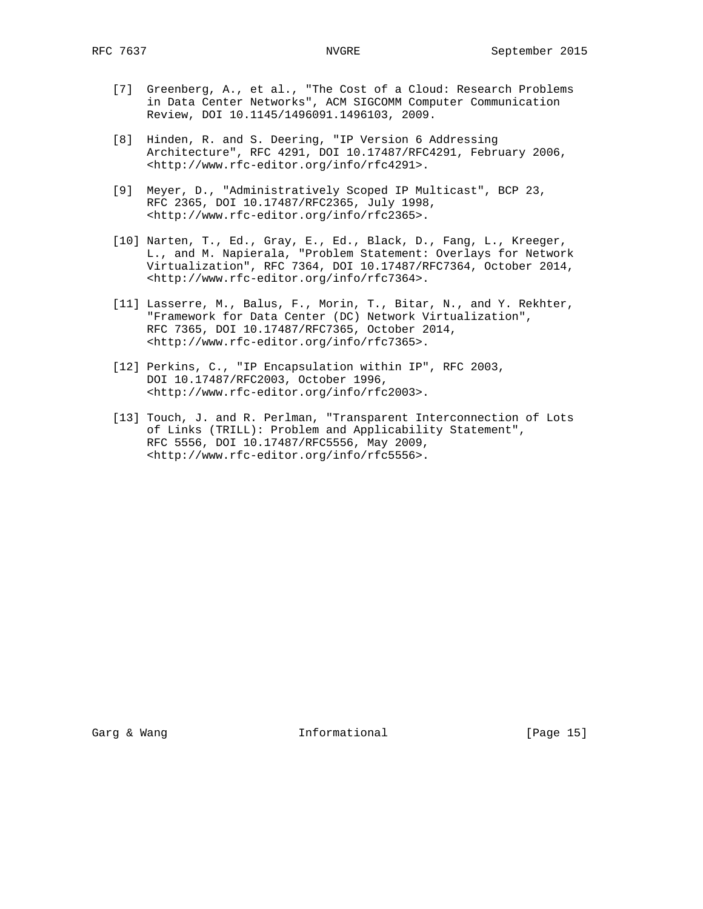[7] Greenberg, A., et al., "The Cost of a Cloud: Research Problems in Data Center Networks", ACM SIGCOMM Computer Communication Review, DOI 10.1145/1496091.1496103, 2009.

[8] Hinden, R. and S. Deering, "IP Version 6 Addressing Architecture", RFC 4291, DOI 10.17487/RFC4291, February 2006, <http://www.rfc-editor.org/info/rfc4291>.

[9] Meyer, D., "Administratively Scoped IP Multicast", BCP 23, RFC 2365, DOI 10.17487/RFC2365, July 1998, <http://www.rfc-editor.org/info/rfc2365>.

[10] Narten, T., Ed., Gray, E., Ed., Black, D., Fang, L., Kreeger, L., and M. Napierala, "Problem Statement: Overlays for Network Virtualization", RFC 7364, DOI 10.17487/RFC7364, October 2014, <http://www.rfc-editor.org/info/rfc7364>.

[11] Lasserre, M., Balus, F., Morin, T., Bitar, N., and Y. Rekhter, "Framework for Data Center (DC) Network Virtualization", RFC 7365, DOI 10.17487/RFC7365, October 2014, <http://www.rfc-editor.org/info/rfc7365>.

[12] Perkins, C., "IP Encapsulation within IP", RFC 2003, DOI 10.17487/RFC2003, October 1996, <http://www.rfc-editor.org/info/rfc2003>.

[13] Touch, J. and R. Perlman, "Transparent Interconnection of Lots of Links (TRILL): Problem and Applicability Statement", RFC 5556, DOI 10.17487/RFC5556, May 2009, <http://www.rfc-editor.org/info/rfc5556>.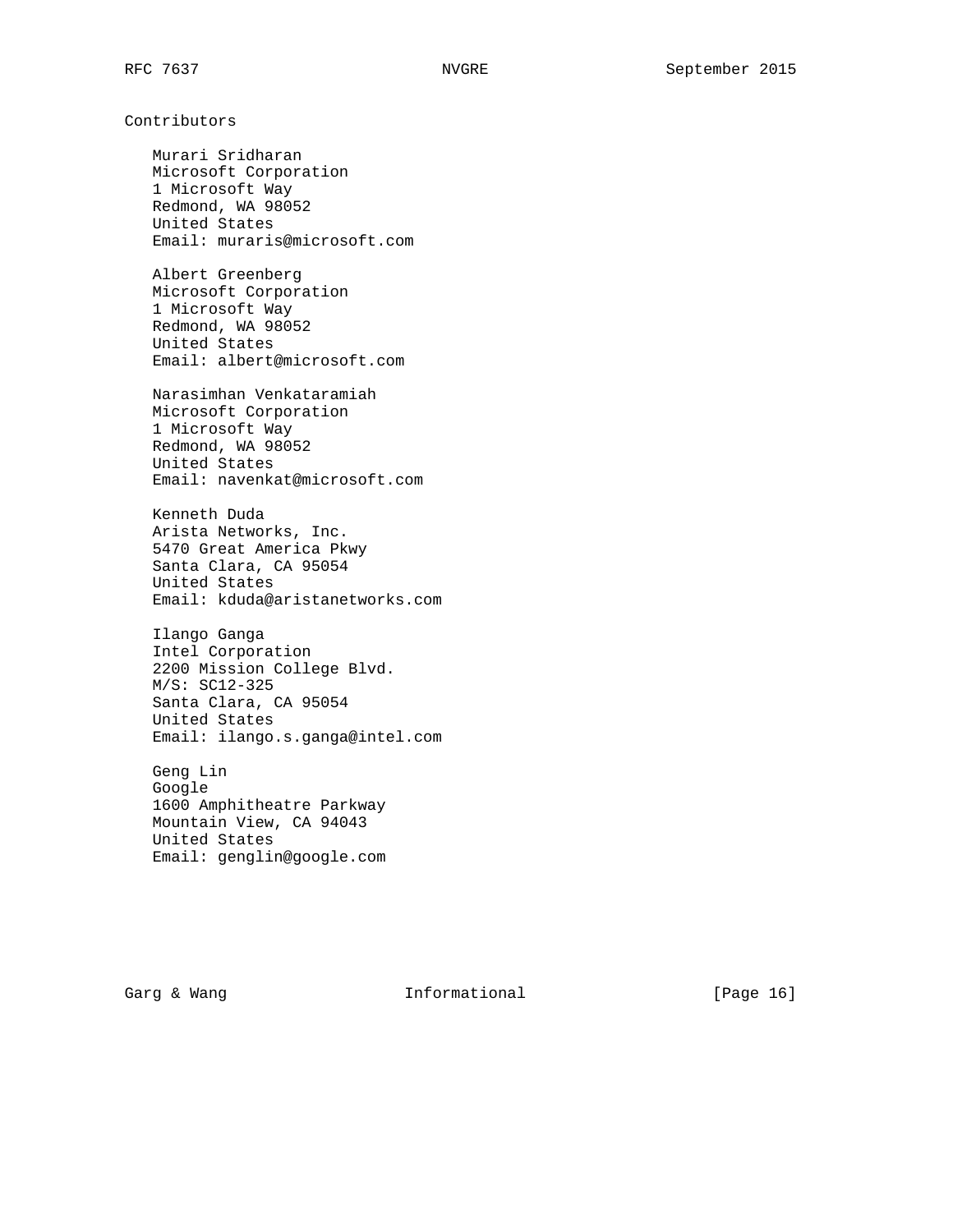## Contributors

Murari Sridharan
Microsoft Corporation
1 Microsoft Way
Redmond, WA 98052
United States
Email: muraris@microsoft.com

Albert Greenberg
Microsoft Corporation
1 Microsoft Way
Redmond, WA 98052
United States
Email: albert@microsoft.com

Narasimhan Venkataramiah
Microsoft Corporation
1 Microsoft Way
Redmond, WA 98052
United States
Email: navenkat@microsoft.com

Kenneth Duda
Arista Networks, Inc.
5470 Great America Pkwy
Santa Clara, CA 95054
United States
Email: kduda@aristanetworks.com

Ilango Ganga
Intel Corporation
2200 Mission College Blvd.
M/S: SC12-325
Santa Clara, CA 95054
United States
Email: ilango.s.ganga@intel.com

Geng Lin
Google
1600 Amphitheatre Parkway
Mountain View, CA 94043
United States
Email: genglin@google.com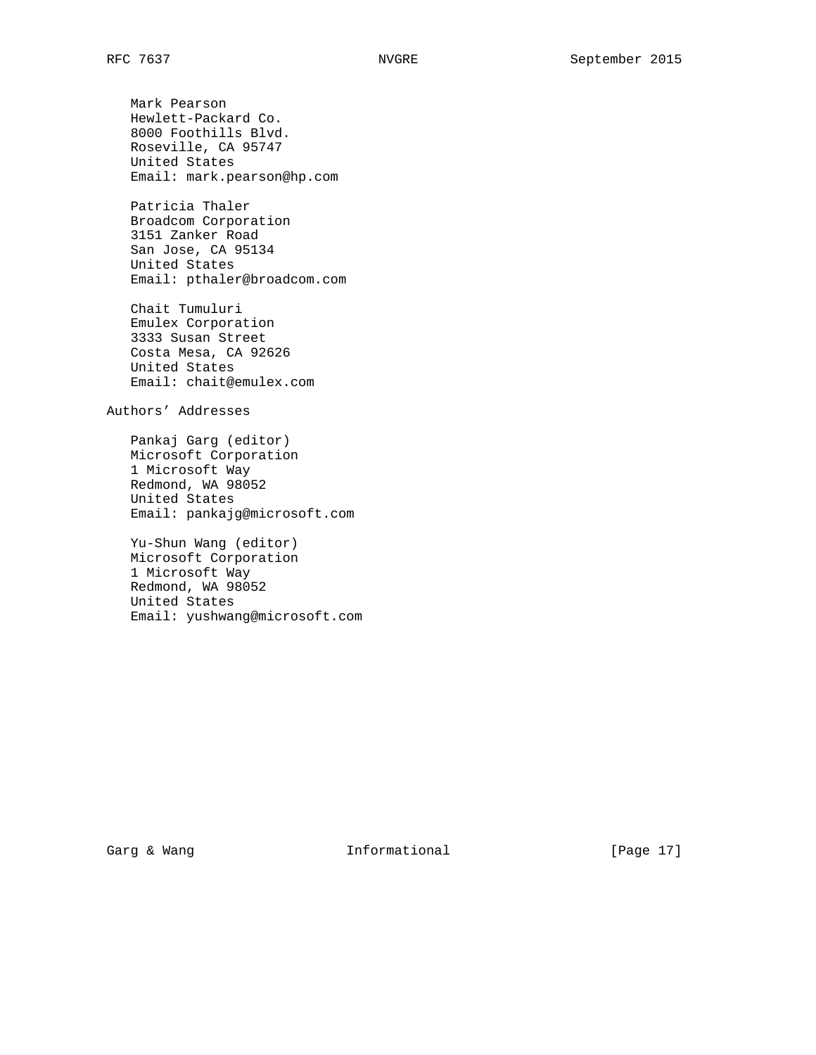Mark Pearson
Hewlett-Packard Co.
8000 Foothills Blvd.
Roseville, CA 95747
United States
Email: mark.pearson@hp.com

Patricia Thaler
Broadcom Corporation
3151 Zanker Road
San Jose, CA 95134
United States
Email: pthaler@broadcom.com

Chait Tumuluri
Emulex Corporation
3333 Susan Street
Costa Mesa, CA 92626
United States
Email: chait@emulex.com

## Authors' Addresses

Pankaj Garg (editor)
Microsoft Corporation
1 Microsoft Way
Redmond, WA 98052
United States
Email: pankajg@microsoft.com

Yu-Shun Wang (editor)
Microsoft Corporation
1 Microsoft Way
Redmond, WA 98052
United States
Email: yushwang@microsoft.com